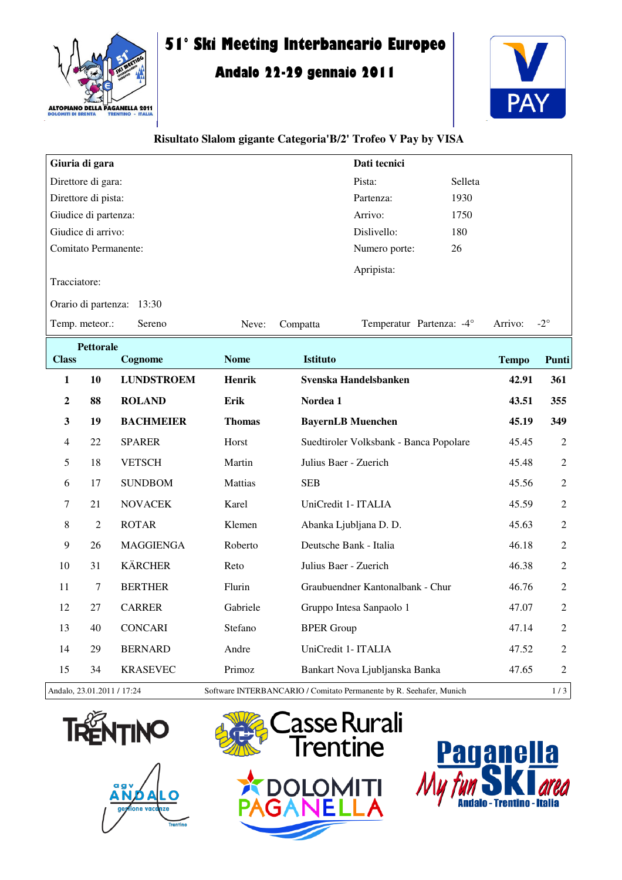# 51° Ski Meeting Interbancario Europeo

## Andalo 22-29 gennaio 2011

### Risultato Slalom gigante Categoria'B/2' Trofeo V Pay by VISA

| Giuria di gara | | Dati tecnici | |
|---|---|---|---|
| Direttore di gara: | | Pista: | Selleta |
| Direttore di pista: | | Partenza: | 1930 |
| Giudice di partenza: | | Arrivo: | 1750 |
| Giudice di arrivo: | | Dislivello: | 180 |
| Comitato Permanente: | | Numero porte: | 26 |
| | | Apripista: | |
| Tracciatore: | | | |
| Orario di partenza: | 13:30 | | |

Temp. meteor.: Sereno — Neve: Compatta — Temperatur Partenza: -4° — Arrivo: -2°

| Class | Pettorale | Cognome | Nome | Istituto | Tempo | Punti |
|---|---|---|---|---|---|---|
| **1** | **10** | **LUNDSTROEM** | **Henrik** | **Svenska Handelsbanken** | **42.91** | **361** |
| **2** | **88** | **ROLAND** | **Erik** | **Nordea 1** | **43.51** | **355** |
| **3** | **19** | **BACHMEIER** | **Thomas** | **BayernLB Muenchen** | **45.19** | **349** |
| 4 | 22 | SPARER | Horst | Suedtiroler Volksbank - Banca Popolare | 45.45 | 2 |
| 5 | 18 | VETSCH | Martin | Julius Baer - Zuerich | 45.48 | 2 |
| 6 | 17 | SUNDBOM | Mattias | SEB | 45.56 | 2 |
| 7 | 21 | NOVACEK | Karel | UniCredit 1- ITALIA | 45.59 | 2 |
| 8 | 2 | ROTAR | Klemen | Abanka Ljubljana D. D. | 45.63 | 2 |
| 9 | 26 | MAGGIENGA | Roberto | Deutsche Bank - Italia | 46.18 | 2 |
| 10 | 31 | KÄRCHER | Reto | Julius Baer - Zuerich | 46.38 | 2 |
| 11 | 7 | BERTHER | Flurin | Graubuendner Kantonalbank - Chur | 46.76 | 2 |
| 12 | 27 | CARRER | Gabriele | Gruppo Intesa Sanpaolo 1 | 47.07 | 2 |
| 13 | 40 | CONCARI | Stefano | BPER Group | 47.14 | 2 |
| 14 | 29 | BERNARD | Andre | UniCredit 1- ITALIA | 47.52 | 2 |
| 15 | 34 | KRASEVEC | Primoz | Bankart Nova Ljubljanska Banka | 47.65 | 2 |

Andalo, 23.01.2011 / 17:24 — Software INTERBANCARIO / Comitato Permanente by R. Seehafer, Munich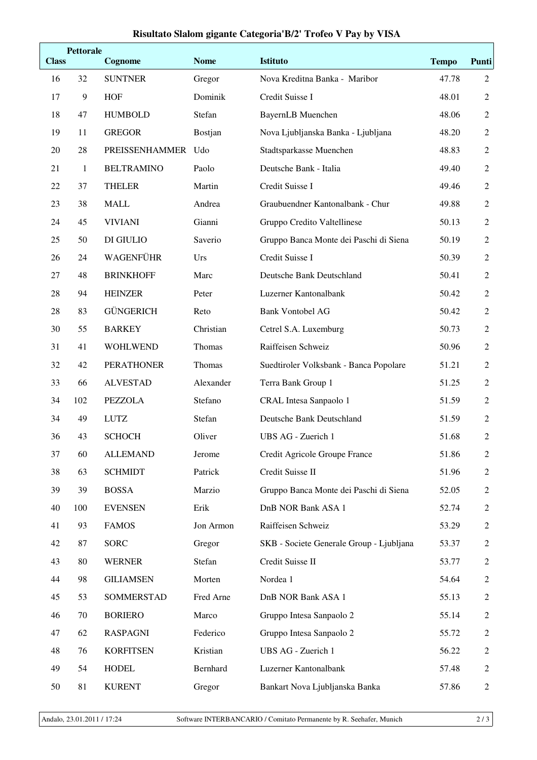# Risultato Slalom gigante Categoria'B/2' Trofeo V Pay by VISA

| Class | Pettorale | Cognome | Nome | Istituto | Tempo | Punti |
|---|---|---|---|---|---|---|
| 16 | 32 | SUNTNER | Gregor | Nova Kreditna Banka - Maribor | 47.78 | 2 |
| 17 | 9 | HOF | Dominik | Credit Suisse I | 48.01 | 2 |
| 18 | 47 | HUMBOLD | Stefan | BayernLB Muenchen | 48.06 | 2 |
| 19 | 11 | GREGOR | Bostjan | Nova Ljubljanska Banka - Ljubljana | 48.20 | 2 |
| 20 | 28 | PREISSENHAMMER | Udo | Stadtsparkasse Muenchen | 48.83 | 2 |
| 21 | 1 | BELTRAMINO | Paolo | Deutsche Bank - Italia | 49.40 | 2 |
| 22 | 37 | THELER | Martin | Credit Suisse I | 49.46 | 2 |
| 23 | 38 | MALL | Andrea | Graubuendner Kantonalbank - Chur | 49.88 | 2 |
| 24 | 45 | VIVIANI | Gianni | Gruppo Credito Valtellinese | 50.13 | 2 |
| 25 | 50 | DI GIULIO | Saverio | Gruppo Banca Monte dei Paschi di Siena | 50.19 | 2 |
| 26 | 24 | WAGENFÜHR | Urs | Credit Suisse I | 50.39 | 2 |
| 27 | 48 | BRINKHOFF | Marc | Deutsche Bank Deutschland | 50.41 | 2 |
| 28 | 94 | HEINZER | Peter | Luzerner Kantonalbank | 50.42 | 2 |
| 28 | 83 | GÜNGERICH | Reto | Bank Vontobel AG | 50.42 | 2 |
| 30 | 55 | BARKEY | Christian | Cetrel S.A. Luxemburg | 50.73 | 2 |
| 31 | 41 | WOHLWEND | Thomas | Raiffeisen Schweiz | 50.96 | 2 |
| 32 | 42 | PERATHONER | Thomas | Suedtiroler Volksbank - Banca Popolare | 51.21 | 2 |
| 33 | 66 | ALVESTAD | Alexander | Terra Bank Group 1 | 51.25 | 2 |
| 34 | 102 | PEZZOLA | Stefano | CRAL Intesa Sanpaolo 1 | 51.59 | 2 |
| 34 | 49 | LUTZ | Stefan | Deutsche Bank Deutschland | 51.59 | 2 |
| 36 | 43 | SCHOCH | Oliver | UBS AG - Zuerich 1 | 51.68 | 2 |
| 37 | 60 | ALLEMAND | Jerome | Credit Agricole Groupe France | 51.86 | 2 |
| 38 | 63 | SCHMIDT | Patrick | Credit Suisse II | 51.96 | 2 |
| 39 | 39 | BOSSA | Marzio | Gruppo Banca Monte dei Paschi di Siena | 52.05 | 2 |
| 40 | 100 | EVENSEN | Erik | DnB NOR Bank ASA 1 | 52.74 | 2 |
| 41 | 93 | FAMOS | Jon Armon | Raiffeisen Schweiz | 53.29 | 2 |
| 42 | 87 | SORC | Gregor | SKB - Societe Generale Group - Ljubljana | 53.37 | 2 |
| 43 | 80 | WERNER | Stefan | Credit Suisse II | 53.77 | 2 |
| 44 | 98 | GILIAMSEN | Morten | Nordea 1 | 54.64 | 2 |
| 45 | 53 | SOMMERSTAD | Fred Arne | DnB NOR Bank ASA 1 | 55.13 | 2 |
| 46 | 70 | BORIERO | Marco | Gruppo Intesa Sanpaolo 2 | 55.14 | 2 |
| 47 | 62 | RASPAGNI | Federico | Gruppo Intesa Sanpaolo 2 | 55.72 | 2 |
| 48 | 76 | KORFITSEN | Kristian | UBS AG - Zuerich 1 | 56.22 | 2 |
| 49 | 54 | HODEL | Bernhard | Luzerner Kantonalbank | 57.48 | 2 |
| 50 | 81 | KURENT | Gregor | Bankart Nova Ljubljanska Banka | 57.86 | 2 |

Andalo, 23.01.2011 / 17:24 Software INTERBANCARIO / Comitato Permanente by R. Seehafer, Munich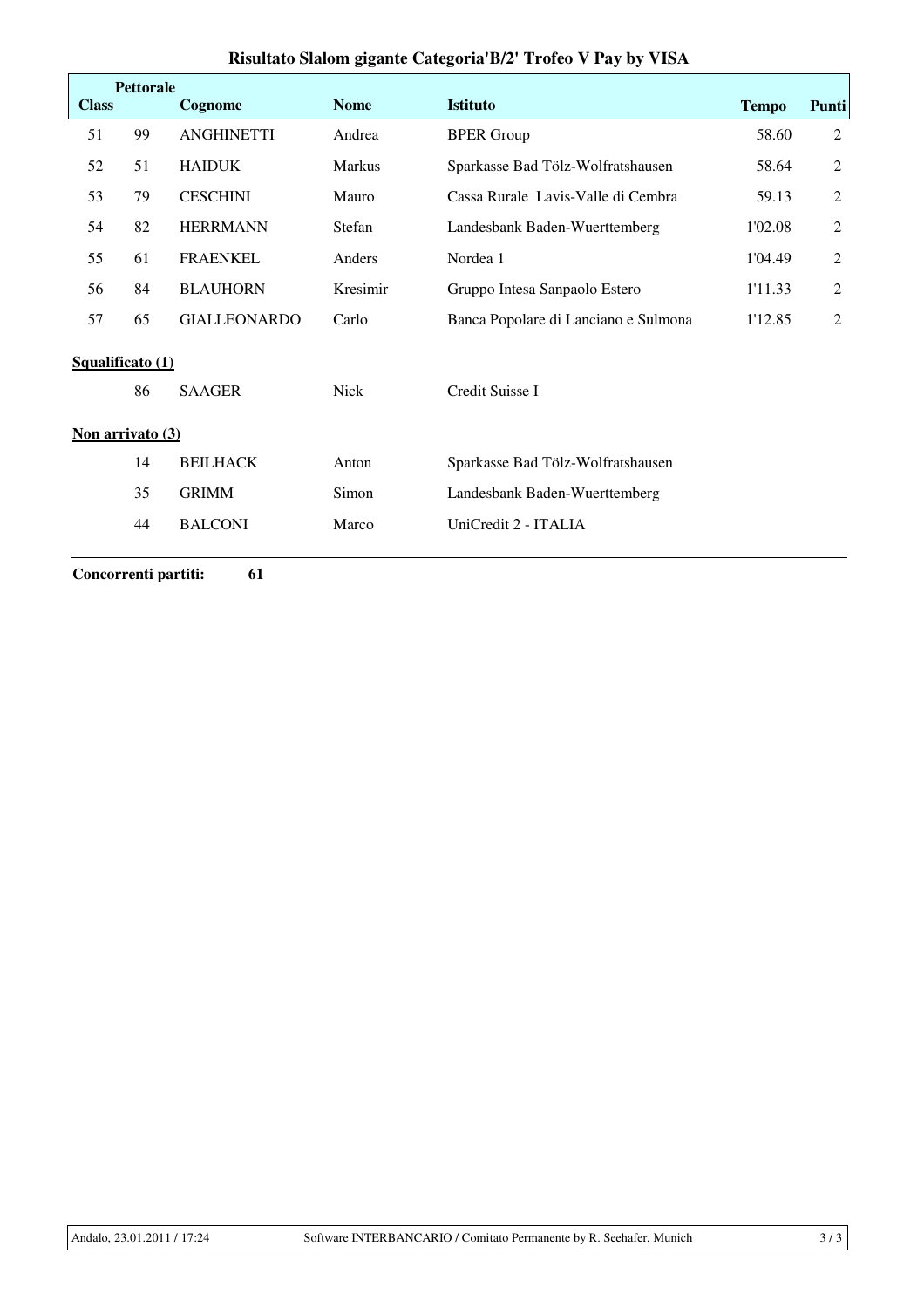# Risultato Slalom gigante Categoria'B/2' Trofeo V Pay by VISA

| Class | Pettorale | Cognome | Nome | Istituto | Tempo | Punti |
|---|---|---|---|---|---|---|
| 51 | 99 | ANGHINETTI | Andrea | BPER Group | 58.60 | 2 |
| 52 | 51 | HAIDUK | Markus | Sparkasse Bad Tölz-Wolfratshausen | 58.64 | 2 |
| 53 | 79 | CESCHINI | Mauro | Cassa Rurale Lavis-Valle di Cembra | 59.13 | 2 |
| 54 | 82 | HERRMANN | Stefan | Landesbank Baden-Wuerttemberg | 1'02.08 | 2 |
| 55 | 61 | FRAENKEL | Anders | Nordea 1 | 1'04.49 | 2 |
| 56 | 84 | BLAUHORN | Kresimir | Gruppo Intesa Sanpaolo Estero | 1'11.33 | 2 |
| 57 | 65 | GIALLEONARDO | Carlo | Banca Popolare di Lanciano e Sulmona | 1'12.85 | 2 |

**Squalificato (1)**

| Pettorale | Cognome | Nome | Istituto |
|---|---|---|---|
| 86 | SAAGER | Nick | Credit Suisse I |

**Non arrivato (3)**

| Pettorale | Cognome | Nome | Istituto |
|---|---|---|---|
| 14 | BEILHACK | Anton | Sparkasse Bad Tölz-Wolfratshausen |
| 35 | GRIMM | Simon | Landesbank Baden-Wuerttemberg |
| 44 | BALCONI | Marco | UniCredit 2 - ITALIA |

**Concorrenti partiti: 61**

Andalo, 23.01.2011 / 17:24 Software INTERBANCARIO / Comitato Permanente by R. Seehafer, Munich